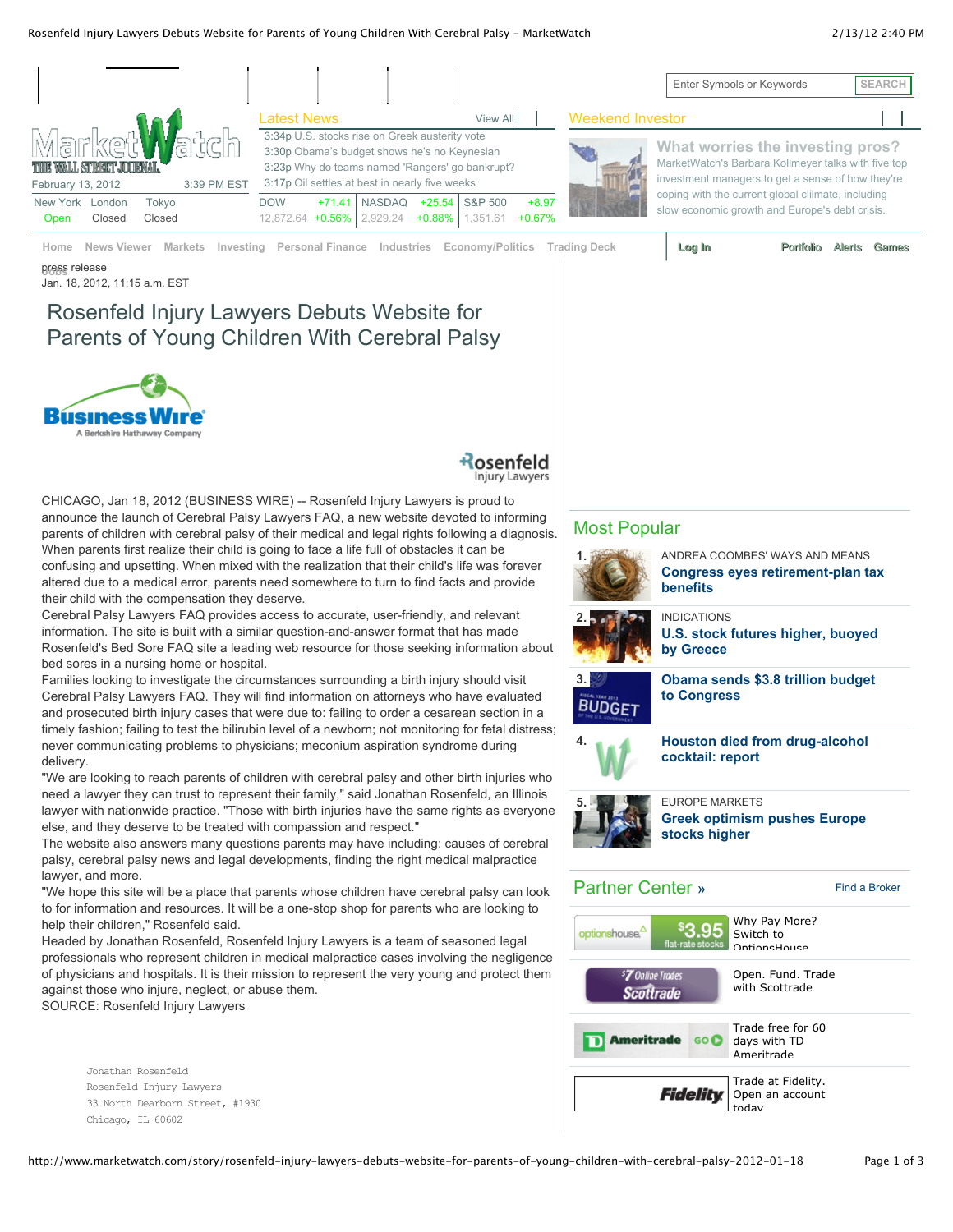press release

Jan. 18, 2012, 11:15 a.m. EST

# Rosenfeld Injury Lawyers Debuts Website for Parents of Young Children With Cerebral Palsy

CHICAGO, Jan 18, 2012 (BUSINESS WIRE) -- Rosenfeld Injury Lawyers is proud to announce the launch of Cerebral Palsy Lawyers FAQ, a new website devoted to informing parents of children with cerebral palsy of their medical and legal rights following a diagnosis. When parents first realize their child is going to face a life full of obstacles it can be confusing and upsetting. When mixed with the realization that their child's life was forever altered due to a medical error, parents need somewhere to turn to find facts and provide their child with the compensation they deserve.

Cerebral Palsy Lawyers FAQ provides access to accurate, user-friendly, and relevant information. The site is built with a similar question-and-answer format that has made Rosenfeld's Bed Sore FAQ site a leading web resource for those seeking information about bed sores in a nursing home or hospital.

Families looking to investigate the circumstances surrounding a birth injury should visit Cerebral Palsy Lawyers FAQ. They will find information on attorneys who have evaluated and prosecuted birth injury cases that were due to: failing to order a cesarean section in a timely fashion; failing to test the bilirubin level of a newborn; not monitoring for fetal distress; never communicating problems to physicians; meconium aspiration syndrome during delivery.

"We are looking to reach parents of children with cerebral palsy and other birth injuries who need a lawyer they can trust to represent their family," said Jonathan Rosenfeld, an Illinois lawyer with nationwide practice. "Those with birth injuries have the same rights as everyone else, and they deserve to be treated with compassion and respect."

The website also answers many questions parents may have including: causes of cerebral palsy, cerebral palsy news and legal developments, finding the right medical malpractice lawyer, and more.

"We hope this site will be a place that parents whose children have cerebral palsy can look to for information and resources. It will be a one-stop shop for parents who are looking to help their children," Rosenfeld said.

Headed by Jonathan Rosenfeld, Rosenfeld Injury Lawyers is a team of seasoned legal professionals who represent children in medical malpractice cases involving the negligence of physicians and hospitals. It is their mission to represent the very young and protect them against those who injure, neglect, or abuse them.

SOURCE: Rosenfeld Injury Lawyers

```
Jonathan Rosenfeld
Rosenfeld Injury Lawyers
33 North Dearborn Street, #1930
Chicago, IL 60602
```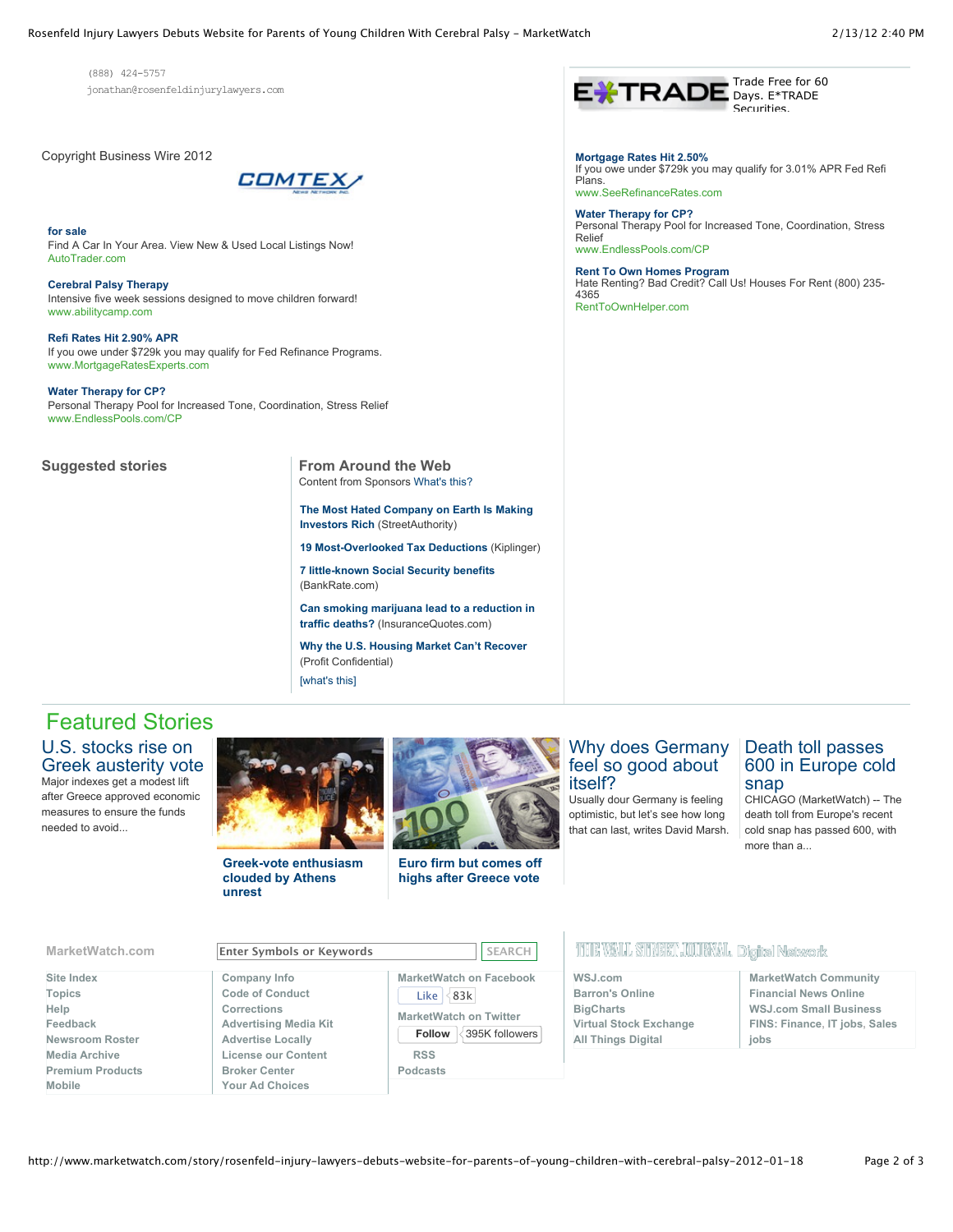(888) 424-5757
jonathan@rosenfeldinjurylawyers.com

Copyright Business Wire 2012

COMTEX

**for sale**
Find A Car In Your Area. View New & Used Local Listings Now!
AutoTrader.com

**Cerebral Palsy Therapy**
Intensive five week sessions designed to move children forward!
www.abilitycamp.com

**Refi Rates Hit 2.90% APR**
If you owe under $729k you may qualify for Fed Refinance Programs.
www.MortgageRatesExperts.com

**Water Therapy for CP?**
Personal Therapy Pool for Increased Tone, Coordination, Stress Relief
www.EndlessPools.com/CP

## Suggested stories

## From Around the Web

Content from Sponsors What's this?

**The Most Hated Company on Earth Is Making Investors Rich** (StreetAuthority)

**19 Most-Overlooked Tax Deductions** (Kiplinger)

**7 little-known Social Security benefits** (BankRate.com)

**Can smoking marijuana lead to a reduction in traffic deaths?** (InsuranceQuotes.com)

**Why the U.S. Housing Market Can't Recover** (Profit Confidential)

[what's this]

E*TRADE Trade Free for 60 Days. E*TRADE Securities.

**Mortgage Rates Hit 2.50%**
If you owe under $729k you may qualify for 3.01% APR Fed Refi Plans.
www.SeeRefinanceRates.com

**Water Therapy for CP?**
Personal Therapy Pool for Increased Tone, Coordination, Stress Relief
www.EndlessPools.com/CP

**Rent To Own Homes Program**
Hate Renting? Bad Credit? Call Us! Houses For Rent (800) 235-4365
RentToOwnHelper.com

## Featured Stories

### U.S. stocks rise on Greek austerity vote

Major indexes get a modest lift after Greece approved economic measures to ensure the funds needed to avoid...

**Greek-vote enthusiasm clouded by Athens unrest**

**Euro firm but comes off highs after Greece vote**

### Why does Germany feel so good about itself?

Usually dour Germany is feeling optimistic, but let's see how long that can last, writes David Marsh.

### Death toll passes 600 in Europe cold snap

CHICAGO (MarketWatch) -- The death toll from Europe's recent cold snap has passed 600, with more than a...

**MarketWatch.com**

Enter Symbols or Keywords SEARCH

The Wall Street Journal Digital Network

- Site Index
- Topics
- Help
- Feedback
- Newsroom Roster
- Media Archive
- Premium Products
- Mobile

- Company Info
- Code of Conduct
- Corrections
- Advertising Media Kit
- Advertise Locally
- License our Content
- Broker Center
- Your Ad Choices

- MarketWatch on Facebook (Like 83k)
- MarketWatch on Twitter (Follow 395K followers)
- RSS
- Podcasts

- WSJ.com
- Barron's Online
- BigCharts
- Virtual Stock Exchange
- All Things Digital

- MarketWatch Community
- Financial News Online
- WSJ.com Small Business
- FINS: Finance, IT jobs, Sales jobs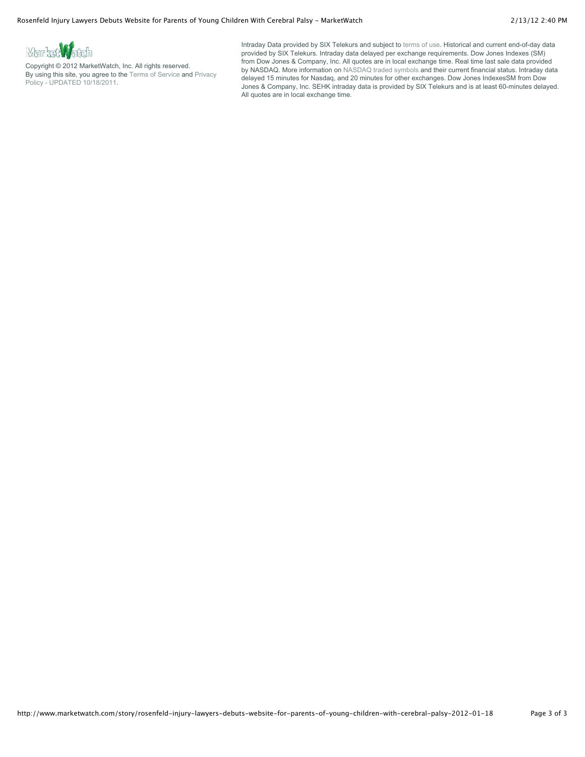MarketWatch

Copyright © 2012 MarketWatch, Inc. All rights reserved.
By using this site, you agree to the Terms of Service and Privacy Policy - UPDATED 10/18/2011.

Intraday Data provided by SIX Telekurs and subject to terms of use. Historical and current end-of-day data provided by SIX Telekurs. Intraday data delayed per exchange requirements. Dow Jones Indexes (SM) from Dow Jones & Company, Inc. All quotes are in local exchange time. Real time last sale data provided by NASDAQ. More information on NASDAQ traded symbols and their current financial status. Intraday data delayed 15 minutes for Nasdaq, and 20 minutes for other exchanges. Dow Jones IndexesSM from Dow Jones & Company, Inc. SEHK intraday data is provided by SIX Telekurs and is at least 60-minutes delayed. All quotes are in local exchange time.